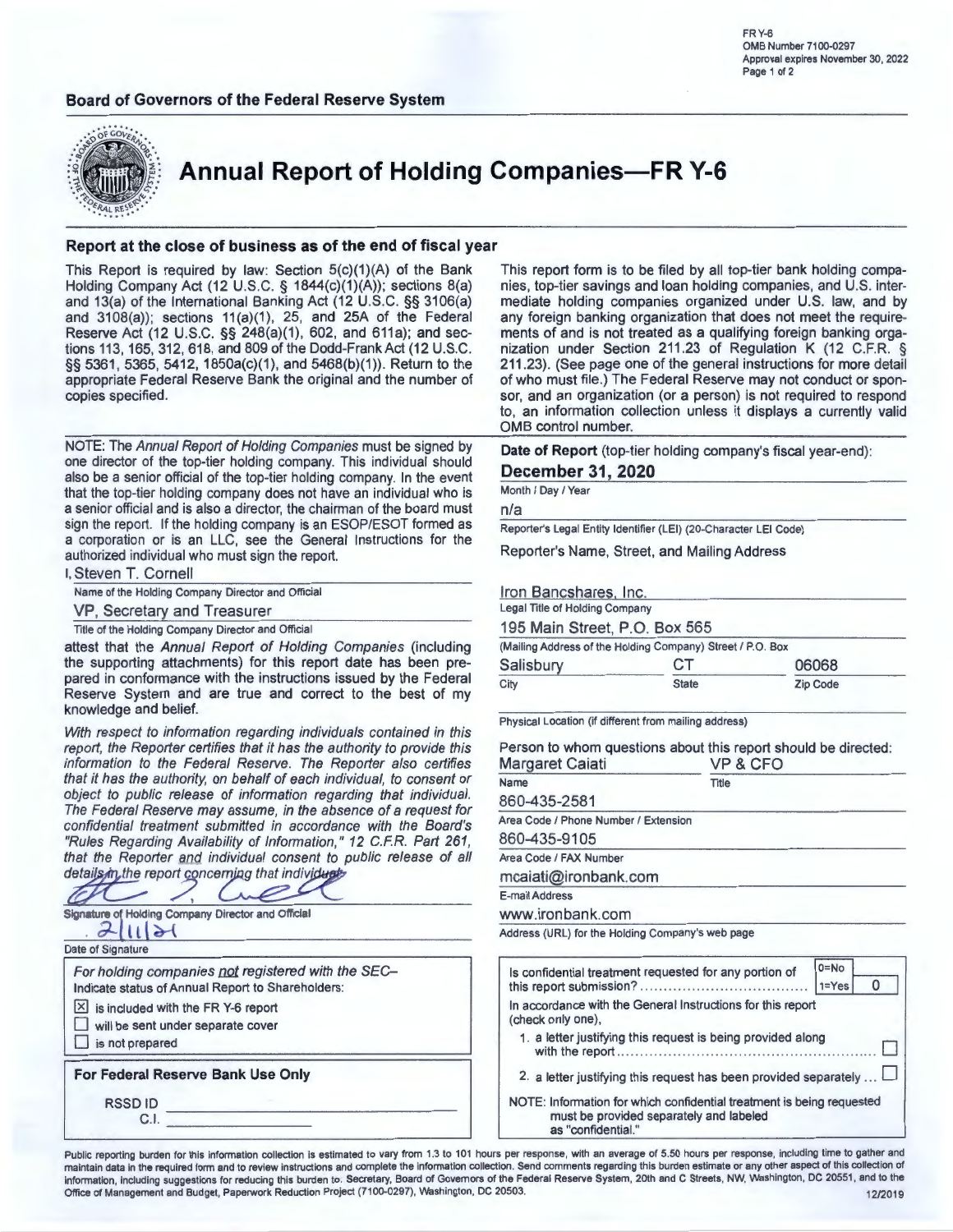FR Y-6
OMB Number 7100-0297
Approval expires November 30, 2022

**Board of Governors of the Federal Reserve System**

# Annual Report of Holding Companies—FR Y-6

## Report at the close of business as of the end of fiscal year

This Report is required by law: Section 5(c)(1)(A) of the Bank Holding Company Act (12 U.S.C. § 1844(c)(1)(A)); sections 8(a) and 13(a) of the International Banking Act (12 U.S.C. §§ 3106(a) and 3108(a)); sections 11(a)(1), 25, and 25A of the Federal Reserve Act (12 U.S.C. §§ 248(a)(1), 602, and 611a); and sections 113, 165, 312, 618, and 809 of the Dodd-Frank Act (12 U.S.C. §§ 5361, 5365, 5412, 1850a(c)(1), and 5468(b)(1)). Return to the appropriate Federal Reserve Bank the original and the number of copies specified.

This report form is to be filed by all top-tier bank holding companies, top-tier savings and loan holding companies, and U.S. intermediate holding companies organized under U.S. law, and by any foreign banking organization that does not meet the requirements of and is not treated as a qualifying foreign banking organization under Section 211.23 of Regulation K (12 C.F.R. § 211.23). (See page one of the general instructions for more detail of who must file.) The Federal Reserve may not conduct or sponsor, and an organization (or a person) is not required to respond to, an information collection unless it displays a currently valid OMB control number.

NOTE: The *Annual Report of Holding Companies* must be signed by one director of the top-tier holding company. This individual should also be a senior official of the top-tier holding company. In the event that the top-tier holding company does not have an individual who is a senior official and is also a director, the chairman of the board must sign the report. If the holding company is an ESOP/ESOT formed as a corporation or is an LLC, see the General Instructions for the authorized individual who must sign the report.

I, Steven T. Cornell
Name of the Holding Company Director and Official

VP, Secretary and Treasurer
Title of the Holding Company Director and Official

attest that the *Annual Report of Holding Companies* (including the supporting attachments) for this report date has been prepared in conformance with the instructions issued by the Federal Reserve System and are true and correct to the best of my knowledge and belief.

*With respect to information regarding individuals contained in this report, the Reporter certifies that it has the authority to provide this information to the Federal Reserve. The Reporter also certifies that it has the authority, on behalf of each individual, to consent or object to public release of information regarding that individual. The Federal Reserve may assume, in the absence of a request for confidential treatment submitted in accordance with the Board's "Rules Regarding Availability of Information," 12 C.F.R. Part 261, that the Reporter and individual consent to public release of all details in the report concerning that individual.*

[Signature]
Signature of Holding Company Director and Official

2/11/21
Date of Signature

*For holding companies not registered with the SEC–*
Indicate status of Annual Report to Shareholders:

- [x] is included with the FR Y-6 report
- [ ] will be sent under separate cover
- [ ] is not prepared

**For Federal Reserve Bank Use Only**

RSSD ID
C.I.

**Date of Report** (top-tier holding company's fiscal year-end):

**December 31, 2020**
Month / Day / Year

n/a
Reporter's Legal Entity Identifier (LEI) (20-Character LEI Code)

Reporter's Name, Street, and Mailing Address

Iron Bancshares, Inc.
Legal Title of Holding Company

195 Main Street, P.O. Box 565
(Mailing Address of the Holding Company) Street / P.O. Box

| Salisbury | CT | 06068 |
|---|---|---|
| City | State | Zip Code |

Physical Location (if different from mailing address)

Person to whom questions about this report should be directed:

| Margaret Caiati | VP & CFO |
|---|---|
| Name | Title |

860-435-2581
Area Code / Phone Number / Extension

860-435-9105
Area Code / FAX Number

mcaiati@ironbank.com
E-mail Address

www.ironbank.com
Address (URL) for the Holding Company's web page

Is confidential treatment requested for any portion of this report submission? (0=No, 1=Yes) **0**

In accordance with the General Instructions for this report (check only one),

1. a letter justifying this request is being provided along with the report ☐
2. a letter justifying this request has been provided separately ... ☐

NOTE: Information for which confidential treatment is being requested must be provided separately and labeled as "confidential."

Public reporting burden for this information collection is estimated to vary from 1.3 to 101 hours per response, with an average of 5.50 hours per response, including time to gather and maintain data in the required form and to review instructions and complete the information collection. Send comments regarding this burden estimate or any other aspect of this collection of information, including suggestions for reducing this burden to: Secretary, Board of Governors of the Federal Reserve System, 20th and C Streets, NW, Washington, DC 20551, and to the Office of Management and Budget, Paperwork Reduction Project (7100-0297), Washington, DC 20503.

12/2019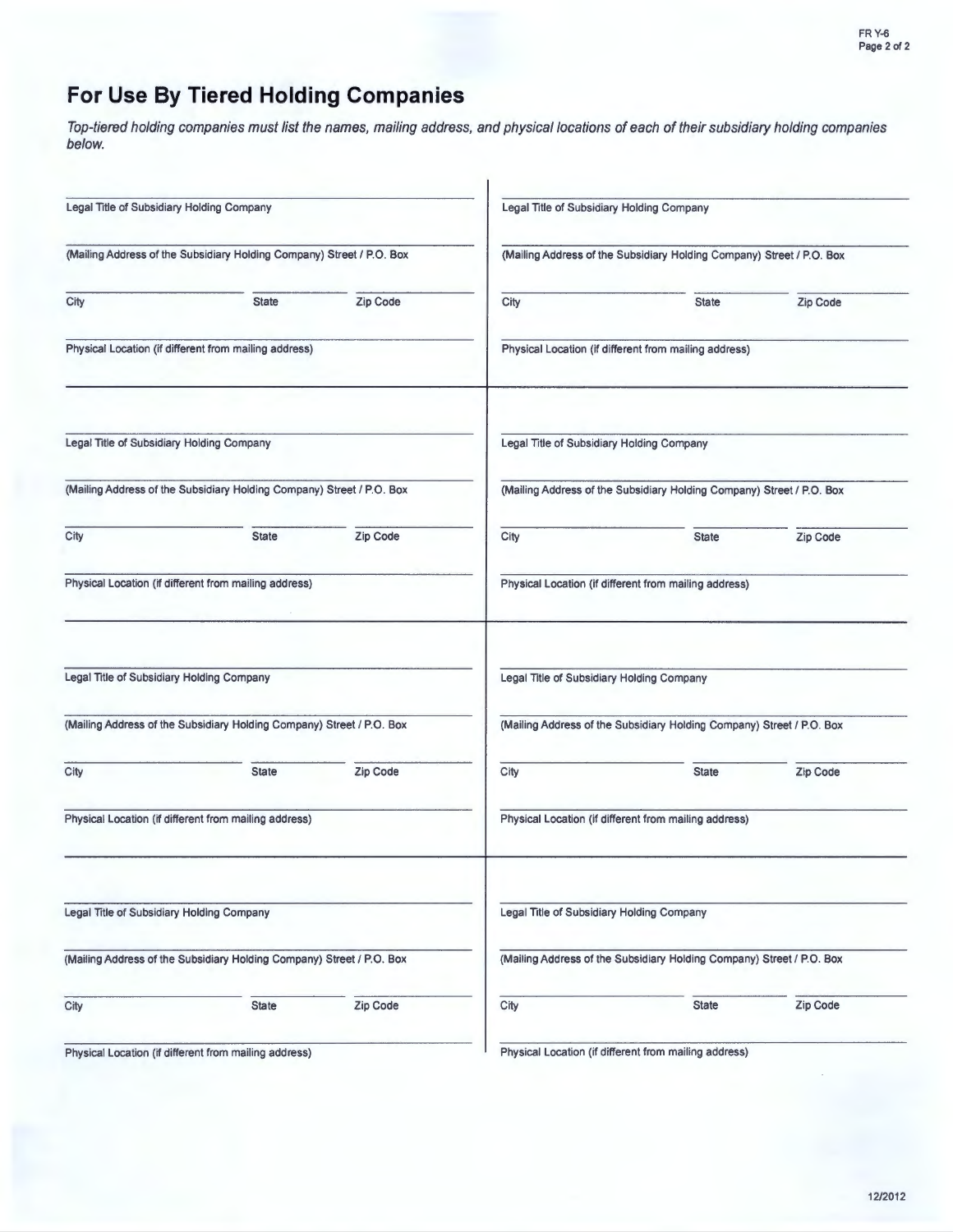## For Use By Tiered Holding Companies

*Top-tiered holding companies must list the names, mailing address, and physical locations of each of their subsidiary holding companies below.*

Legal Title of Subsidiary Holding Company

(Mailing Address of the Subsidiary Holding Company) Street / P.O. Box

City | State | Zip Code

Physical Location (if different from mailing address)

---

Legal Title of Subsidiary Holding Company

(Mailing Address of the Subsidiary Holding Company) Street / P.O. Box

City | State | Zip Code

Physical Location (if different from mailing address)

---

Legal Title of Subsidiary Holding Company

(Mailing Address of the Subsidiary Holding Company) Street / P.O. Box

City | State | Zip Code

Physical Location (if different from mailing address)

---

Legal Title of Subsidiary Holding Company

(Mailing Address of the Subsidiary Holding Company) Street / P.O. Box

City | State | Zip Code

Physical Location (if different from mailing address)

---

Legal Title of Subsidiary Holding Company

(Mailing Address of the Subsidiary Holding Company) Street / P.O. Box

City | State | Zip Code

Physical Location (if different from mailing address)

---

Legal Title of Subsidiary Holding Company

(Mailing Address of the Subsidiary Holding Company) Street / P.O. Box

City | State | Zip Code

Physical Location (if different from mailing address)

---

Legal Title of Subsidiary Holding Company

(Mailing Address of the Subsidiary Holding Company) Street / P.O. Box

City | State | Zip Code

Physical Location (if different from mailing address)

---

Legal Title of Subsidiary Holding Company

(Mailing Address of the Subsidiary Holding Company) Street / P.O. Box

City | State | Zip Code

Physical Location (if different from mailing address)

12/2012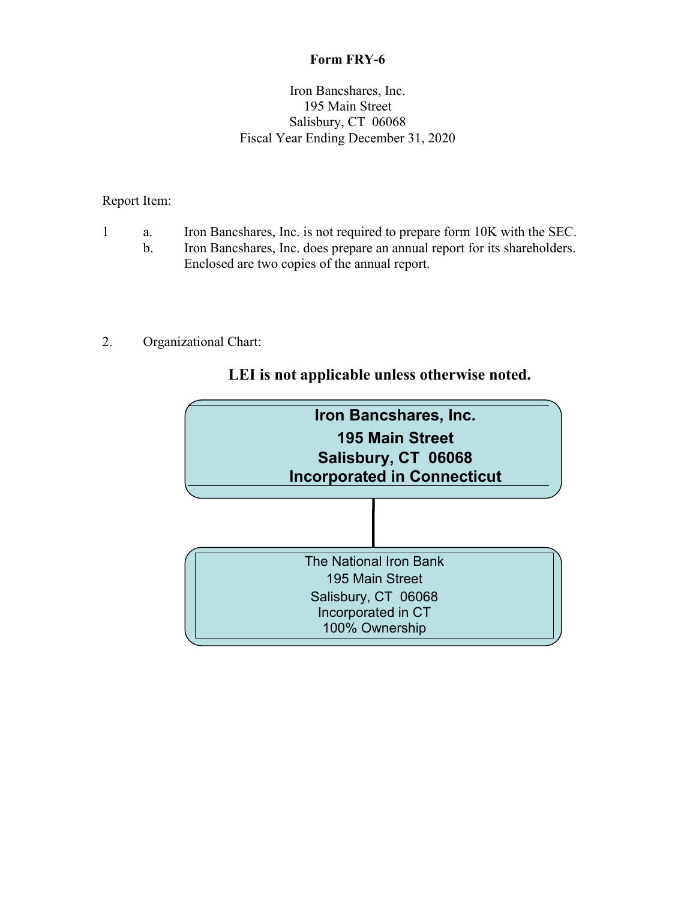# Form FRY-6

Iron Bancshares, Inc.
195 Main Street
Salisbury, CT 06068
Fiscal Year Ending December 31, 2020

Report Item:

1 a. Iron Bancshares, Inc. is not required to prepare form 10K with the SEC.
  b. Iron Bancshares, Inc. does prepare an annual report for its shareholders. Enclosed are two copies of the annual report.

2. Organizational Chart:

**LEI is not applicable unless otherwise noted.**

**Iron Bancshares, Inc.**
**195 Main Street**
**Salisbury, CT 06068**
**Incorporated in Connecticut**

The National Iron Bank
195 Main Street
Salisbury, CT 06068
Incorporated in CT
100% Ownership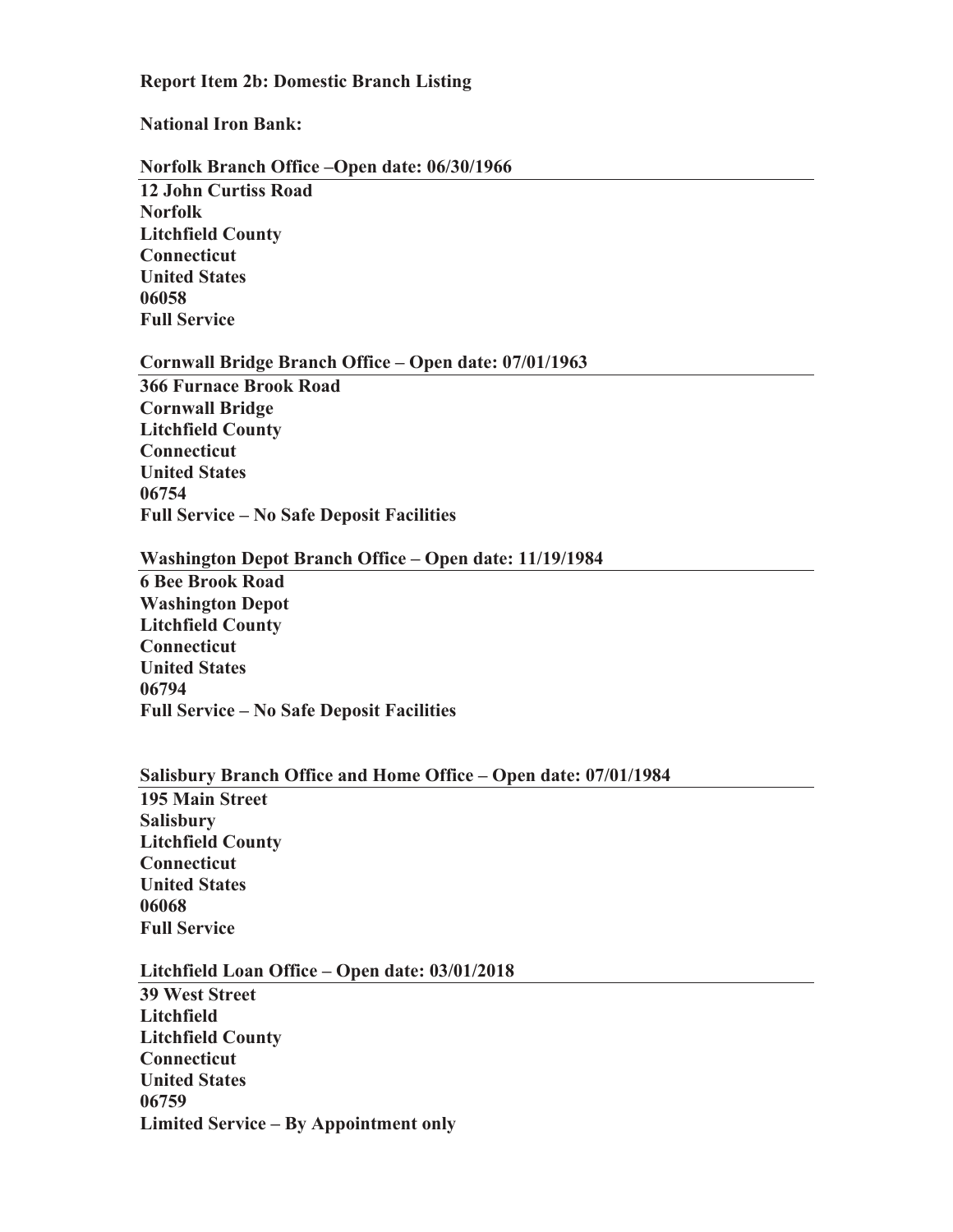**Report Item 2b: Domestic Branch Listing**

**National Iron Bank:**

**Norfolk Branch Office –Open date: 06/30/1966**

**12 John Curtiss Road**
**Norfolk**
**Litchfield County**
**Connecticut**
**United States**
**06058**
**Full Service**

**Cornwall Bridge Branch Office – Open date: 07/01/1963**

**366 Furnace Brook Road**
**Cornwall Bridge**
**Litchfield County**
**Connecticut**
**United States**
**06754**
**Full Service – No Safe Deposit Facilities**

**Washington Depot Branch Office – Open date: 11/19/1984**

**6 Bee Brook Road**
**Washington Depot**
**Litchfield County**
**Connecticut**
**United States**
**06794**
**Full Service – No Safe Deposit Facilities**

**Salisbury Branch Office and Home Office – Open date: 07/01/1984**

**195 Main Street**
**Salisbury**
**Litchfield County**
**Connecticut**
**United States**
**06068**
**Full Service**

**Litchfield Loan Office – Open date: 03/01/2018**

**39 West Street**
**Litchfield**
**Litchfield County**
**Connecticut**
**United States**
**06759**
**Limited Service – By Appointment only**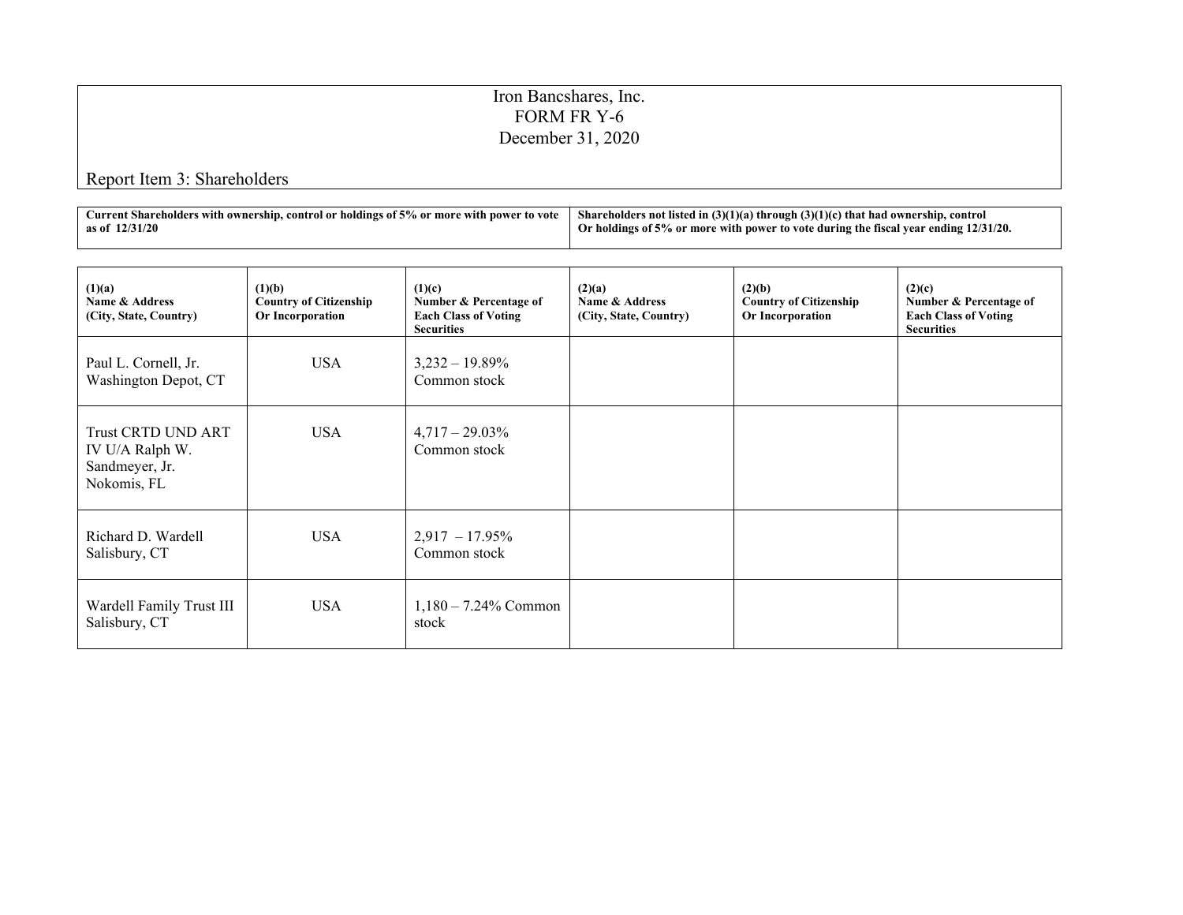Iron Bancshares, Inc.
FORM FR Y-6
December 31, 2020

Report Item 3: Shareholders

| Current Shareholders with ownership, control or holdings of 5% or more with power to vote as of 12/31/20 | | | Shareholders not listed in (3)(1)(a) through (3)(1)(c) that had ownership, control Or holdings of 5% or more with power to vote during the fiscal year ending 12/31/20. | | |
|---|---|---|---|---|---|
| **(1)(a) Name & Address (City, State, Country)** | **(1)(b) Country of Citizenship Or Incorporation** | **(1)(c) Number & Percentage of Each Class of Voting Securities** | **(2)(a) Name & Address (City, State, Country)** | **(2)(b) Country of Citizenship Or Incorporation** | **(2)(c) Number & Percentage of Each Class of Voting Securities** |
| Paul L. Cornell, Jr. Washington Depot, CT | USA | 3,232 – 19.89% Common stock | | | |
| Trust CRTD UND ART IV U/A Ralph W. Sandmeyer, Jr. Nokomis, FL | USA | 4,717 – 29.03% Common stock | | | |
| Richard D. Wardell Salisbury, CT | USA | 2,917 – 17.95% Common stock | | | |
| Wardell Family Trust III Salisbury, CT | USA | 1,180 – 7.24% Common stock | | | |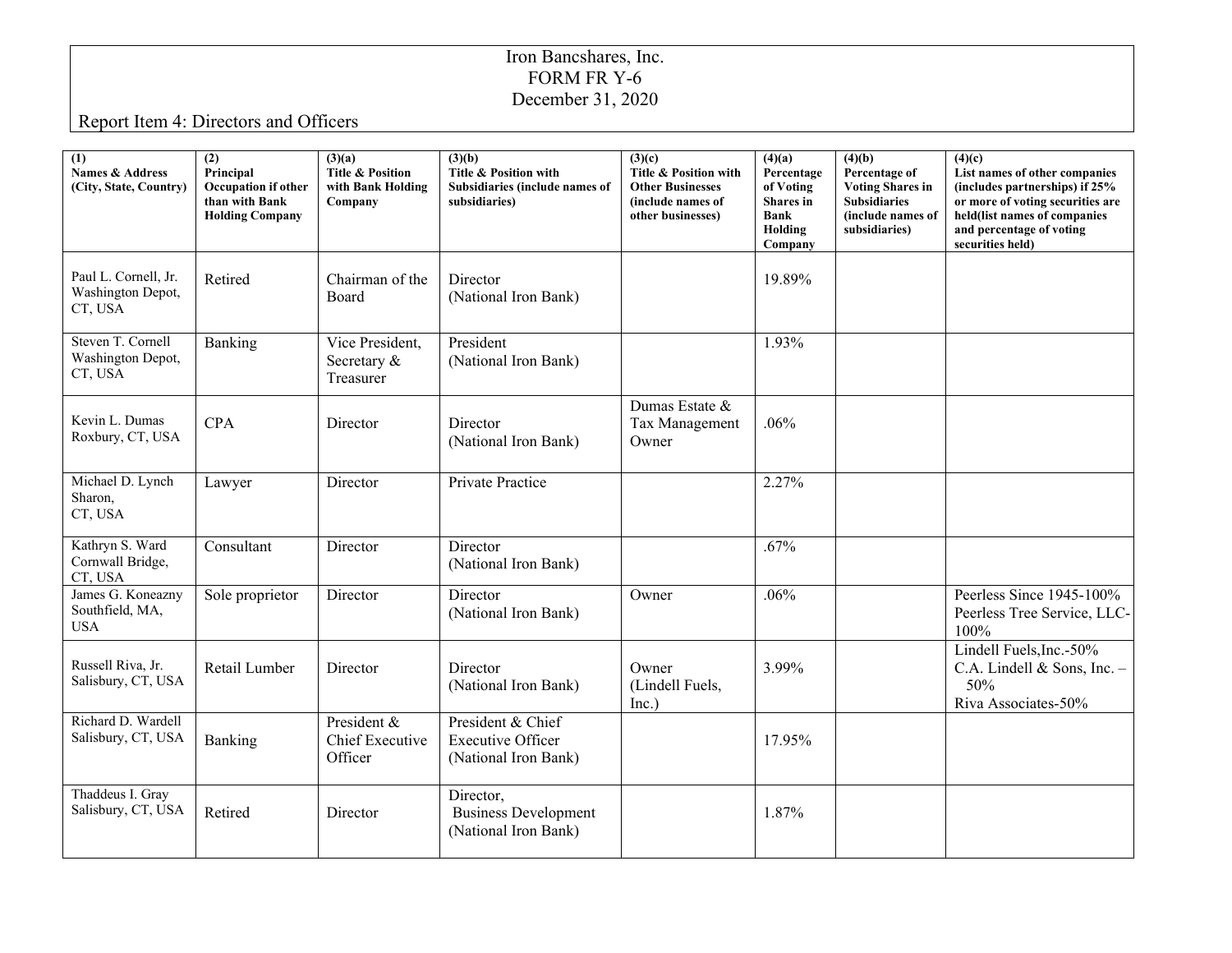Iron Bancshares, Inc.
FORM FR Y-6
December 31, 2020

Report Item 4: Directors and Officers

| (1) Names & Address (City, State, Country) | (2) Principal Occupation if other than with Bank Holding Company | (3)(a) Title & Position with Bank Holding Company | (3)(b) Title & Position with Subsidiaries (include names of subsidiaries) | (3)(c) Title & Position with Other Businesses (include names of other businesses) | (4)(a) Percentage of Voting Shares in Bank Holding Company | (4)(b) Percentage of Voting Shares in Subsidiaries (include names of subsidiaries) | (4)(c) List names of other companies (includes partnerships) if 25% or more of voting securities are held(list names of companies and percentage of voting securities held) |
|---|---|---|---|---|---|---|---|
| Paul L. Cornell, Jr. Washington Depot, CT, USA | Retired | Chairman of the Board | Director (National Iron Bank) | | 19.89% | | |
| Steven T. Cornell Washington Depot, CT, USA | Banking | Vice President, Secretary & Treasurer | President (National Iron Bank) | | 1.93% | | |
| Kevin L. Dumas Roxbury, CT, USA | CPA | Director | Director (National Iron Bank) | Dumas Estate & Tax Management Owner | .06% | | |
| Michael D. Lynch Sharon, CT, USA | Lawyer | Director | Private Practice | | 2.27% | | |
| Kathryn S. Ward Cornwall Bridge, CT, USA | Consultant | Director | Director (National Iron Bank) | | .67% | | |
| James G. Koneazny Southfield, MA, USA | Sole proprietor | Director | Director (National Iron Bank) | Owner | .06% | | Peerless Since 1945-100% Peerless Tree Service, LLC-100% |
| Russell Riva, Jr. Salisbury, CT, USA | Retail Lumber | Director | Director (National Iron Bank) | Owner (Lindell Fuels, Inc.) | 3.99% | | Lindell Fuels,Inc.-50% C.A. Lindell & Sons, Inc. – 50% Riva Associates-50% |
| Richard D. Wardell Salisbury, CT, USA | Banking | President & Chief Executive Officer | President & Chief Executive Officer (National Iron Bank) | | 17.95% | | |
| Thaddeus I. Gray Salisbury, CT, USA | Retired | Director | Director, Business Development (National Iron Bank) | | 1.87% | | |